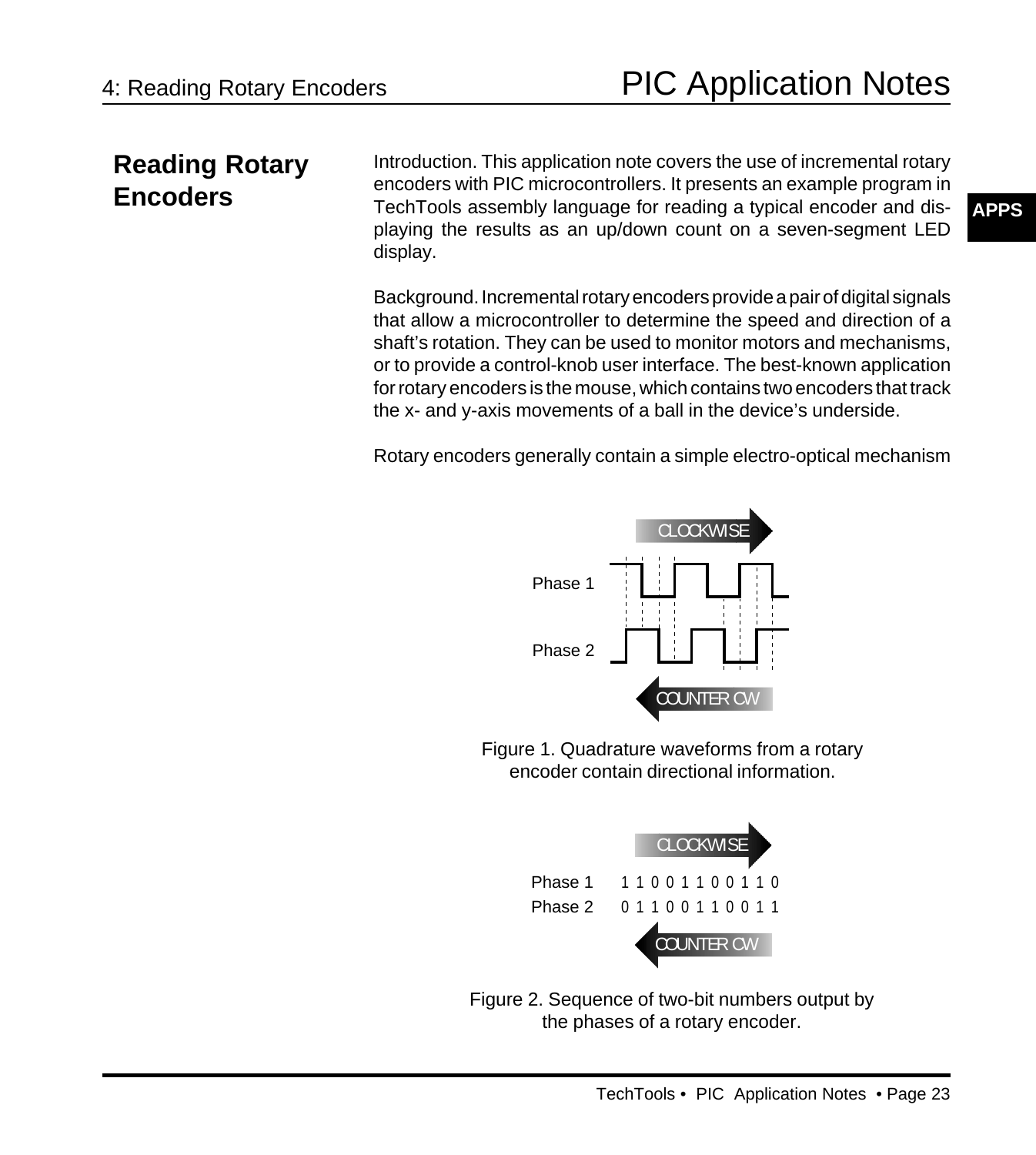# Reading Rotary Encoders

Introduction. This application note covers the use of incremental rotary encoders with PIC microcontrollers. It presents an example program in TechTools assembly language for reading a typical encoder and displaying the results as an up/down count on a seven-segment LED display.

Background. Incremental rotary encoders provide a pair of digital signals that allow a microcontroller to determine the speed and direction of a shaft's rotation. They can be used to monitor motors and mechanisms, or to provide a control-knob user interface. The best-known application for rotary encoders is the mouse, which contains two encoders that track the x- and y-axis movements of a ball in the device's underside.

Rotary encoders generally contain a simple electro-optical mechanism

Figure 1. Quadrature waveforms from a rotary encoder contain directional information.

CLOCKWISE →

| | |
|---|---|
| Phase 1 | 1 1 0 0 1 1 0 0 1 1 0 |
| Phase 2 | 0 1 1 0 0 1 1 0 0 1 1 |

← COUNTER CW

Figure 2. Sequence of two-bit numbers output by the phases of a rotary encoder.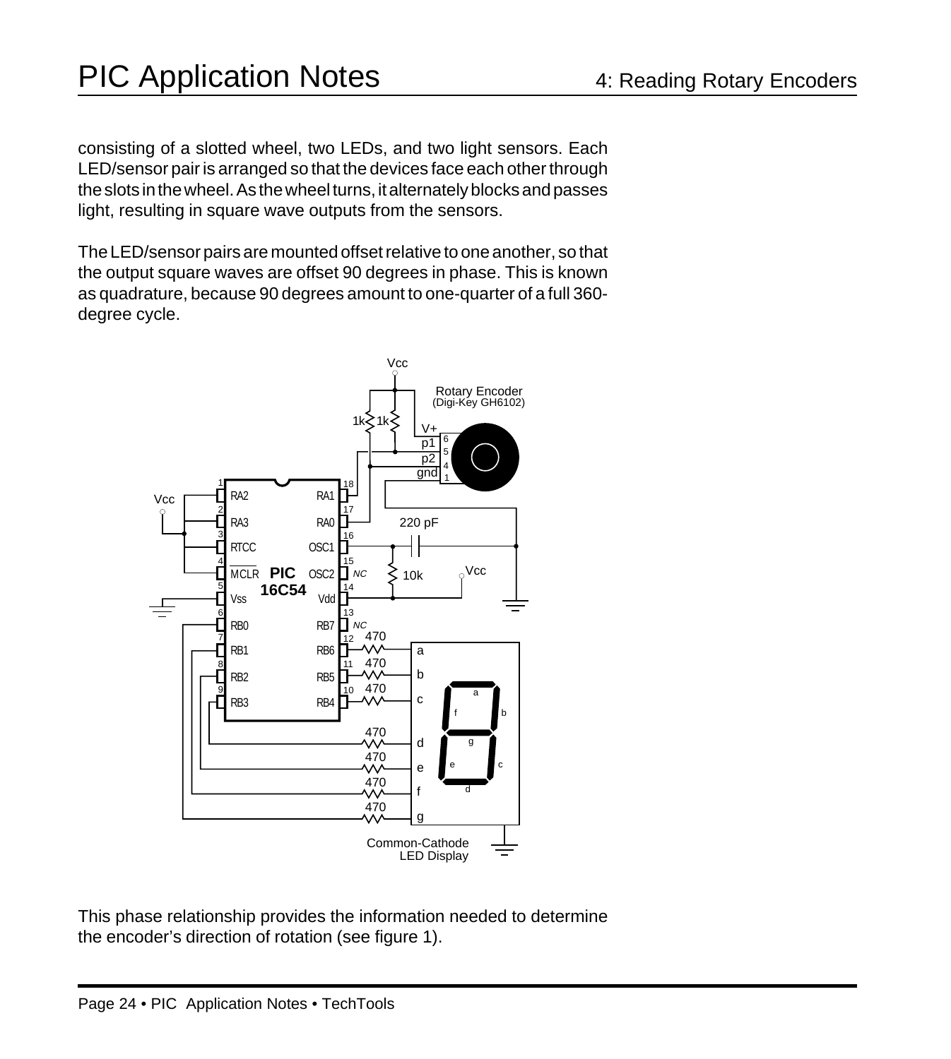consisting of a slotted wheel, two LEDs, and two light sensors. Each LED/sensor pair is arranged so that the devices face each other through the slots in the wheel. As the wheel turns, it alternately blocks and passes light, resulting in square wave outputs from the sensors.

The LED/sensor pairs are mounted offset relative to one another, so that the output square waves are offset 90 degrees in phase. This is known as quadrature, because 90 degrees amount to one-quarter of a full 360-degree cycle.

This phase relationship provides the information needed to determine the encoder's direction of rotation (see figure 1).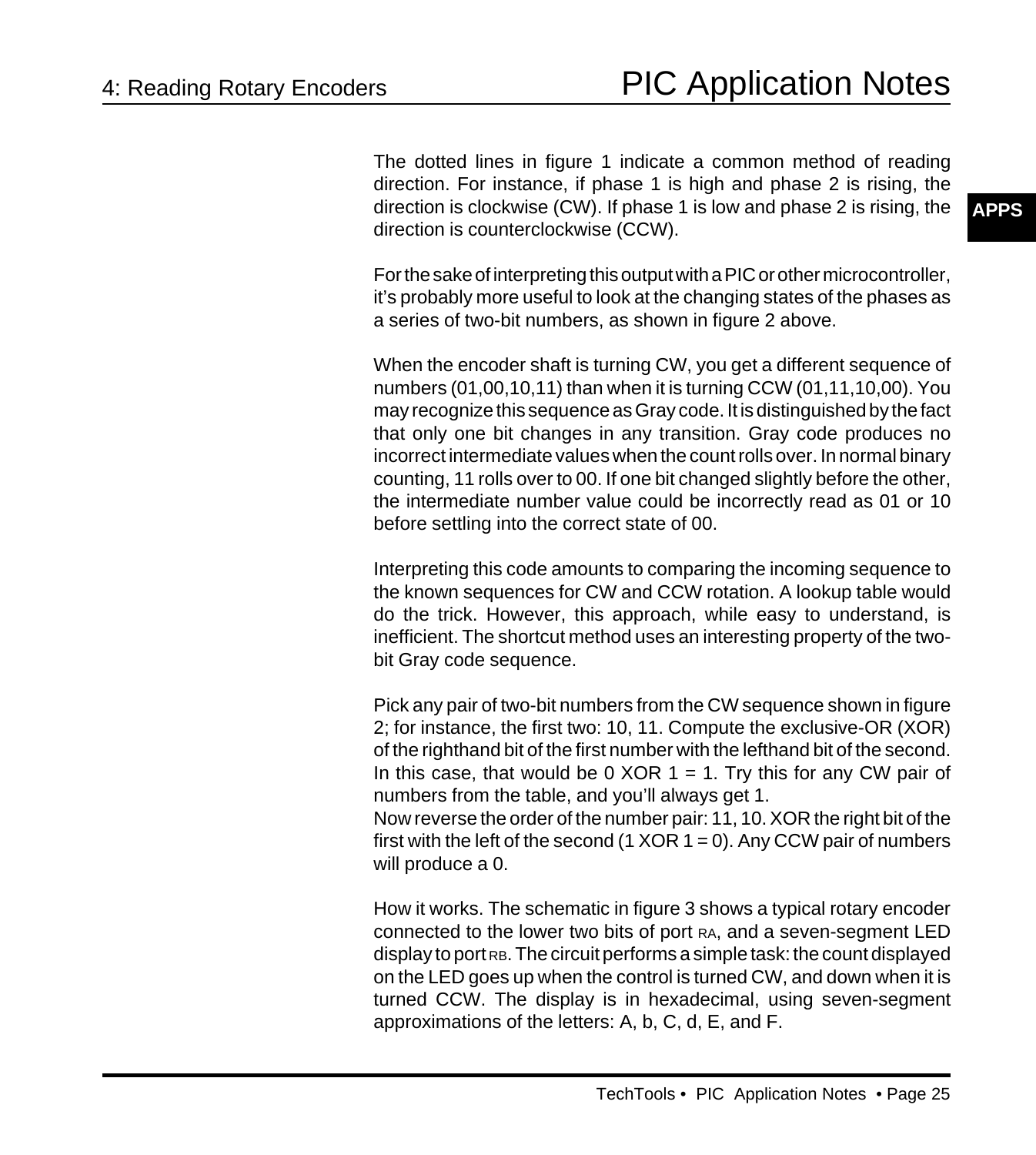The dotted lines in figure 1 indicate a common method of reading direction. For instance, if phase 1 is high and phase 2 is rising, the direction is clockwise (CW). If phase 1 is low and phase 2 is rising, the direction is counterclockwise (CCW).

For the sake of interpreting this output with a PIC or other microcontroller, it's probably more useful to look at the changing states of the phases as a series of two-bit numbers, as shown in figure 2 above.

When the encoder shaft is turning CW, you get a different sequence of numbers (01,00,10,11) than when it is turning CCW (01,11,10,00). You may recognize this sequence as Gray code. It is distinguished by the fact that only one bit changes in any transition. Gray code produces no incorrect intermediate values when the count rolls over. In normal binary counting, 11 rolls over to 00. If one bit changed slightly before the other, the intermediate number value could be incorrectly read as 01 or 10 before settling into the correct state of 00.

Interpreting this code amounts to comparing the incoming sequence to the known sequences for CW and CCW rotation. A lookup table would do the trick. However, this approach, while easy to understand, is inefficient. The shortcut method uses an interesting property of the two-bit Gray code sequence.

Pick any pair of two-bit numbers from the CW sequence shown in figure 2; for instance, the first two: 10, 11. Compute the exclusive-OR (XOR) of the righthand bit of the first number with the lefthand bit of the second. In this case, that would be 0 XOR 1 = 1. Try this for any CW pair of numbers from the table, and you'll always get 1.
Now reverse the order of the number pair: 11, 10. XOR the right bit of the first with the left of the second (1 XOR 1 = 0). Any CCW pair of numbers will produce a 0.

How it works. The schematic in figure 3 shows a typical rotary encoder connected to the lower two bits of port RA, and a seven-segment LED display to port RB. The circuit performs a simple task: the count displayed on the LED goes up when the control is turned CW, and down when it is turned CCW. The display is in hexadecimal, using seven-segment approximations of the letters: A, b, C, d, E, and F.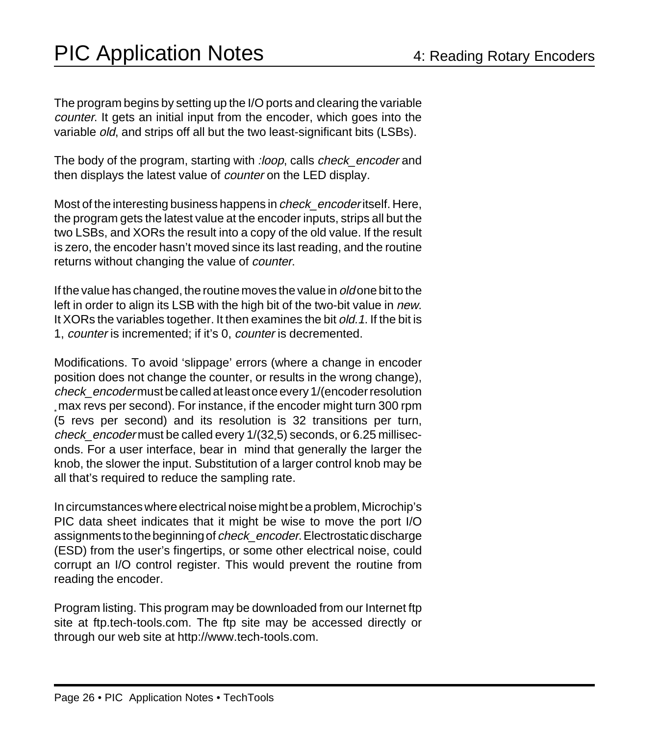The program begins by setting up the I/O ports and clearing the variable *counter*. It gets an initial input from the encoder, which goes into the variable *old*, and strips off all but the two least-significant bits (LSBs).

The body of the program, starting with *:loop*, calls *check_encoder* and then displays the latest value of *counter* on the LED display.

Most of the interesting business happens in *check_encoder* itself. Here, the program gets the latest value at the encoder inputs, strips all but the two LSBs, and XORs the result into a copy of the old value. If the result is zero, the encoder hasn't moved since its last reading, and the routine returns without changing the value of *counter*.

If the value has changed, the routine moves the value in *old* one bit to the left in order to align its LSB with the high bit of the two-bit value in *new*. It XORs the variables together. It then examines the bit *old.1*. If the bit is 1, *counter* is incremented; if it's 0, *counter* is decremented.

Modifications. To avoid 'slippage' errors (where a change in encoder position does not change the counter, or results in the wrong change), *check_encoder* must be called at least once every 1/(encoder resolution * max revs per second). For instance, if the encoder might turn 300 rpm (5 revs per second) and its resolution is 32 transitions per turn, *check_encoder* must be called every 1/(32*5) seconds, or 6.25 milliseconds. For a user interface, bear in mind that generally the larger the knob, the slower the input. Substitution of a larger control knob may be all that's required to reduce the sampling rate.

In circumstances where electrical noise might be a problem, Microchip's PIC data sheet indicates that it might be wise to move the port I/O assignments to the beginning of *check_encoder*. Electrostatic discharge (ESD) from the user's fingertips, or some other electrical noise, could corrupt an I/O control register. This would prevent the routine from reading the encoder.

Program listing. This program may be downloaded from our Internet ftp site at ftp.tech-tools.com. The ftp site may be accessed directly or through our web site at http://www.tech-tools.com.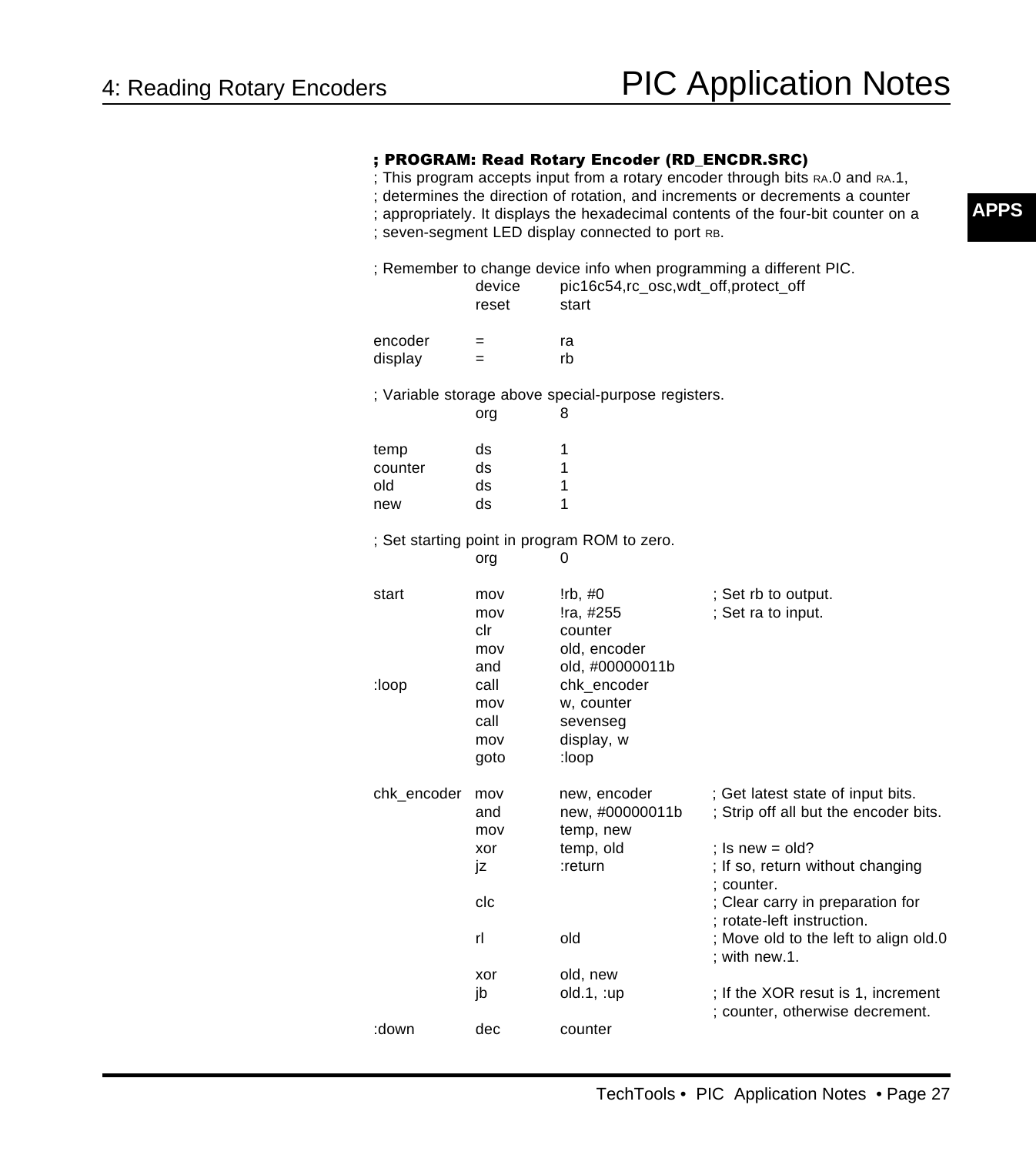```
; PROGRAM: Read Rotary Encoder (RD_ENCDR.SRC)
; This program accepts input from a rotary encoder through bits RA.0 and RA.1,
; determines the direction of rotation, and increments or decrements a counter
; appropriately. It displays the hexadecimal contents of the four-bit counter on a
; seven-segment LED display connected to port RB.

; Remember to change device info when programming a different PIC.
            device      pic16c54,rc_osc,wdt_off,protect_off
            reset       start

encoder     =           ra
display     =           rb

; Variable storage above special-purpose registers.
            org         8

temp        ds          1
counter     ds          1
old         ds          1
new         ds          1

; Set starting point in program ROM to zero.
            org         0

start       mov         !rb, #0             ; Set rb to output.
            mov         !ra, #255           ; Set ra to input.
            clr         counter
            mov         old, encoder
            and         old, #00000011b
:loop       call        chk_encoder
            mov         w, counter
            call        sevenseg
            mov         display, w
            goto        :loop

chk_encoder mov         new, encoder        ; Get latest state of input bits.
            and         new, #00000011b     ; Strip off all but the encoder bits.
            mov         temp, new
            xor         temp, old           ; Is new = old?
            jz          :return             ; If so, return without changing
                                            ; counter.
            clc                             ; Clear carry in preparation for
                                            ; rotate-left instruction.
            rl          old                 ; Move old to the left to align old.0
                                            ; with new.1.
            xor         old, new
            jb          old.1, :up          ; If the XOR resut is 1, increment
                                            ; counter, otherwise decrement.
:down       dec         counter
```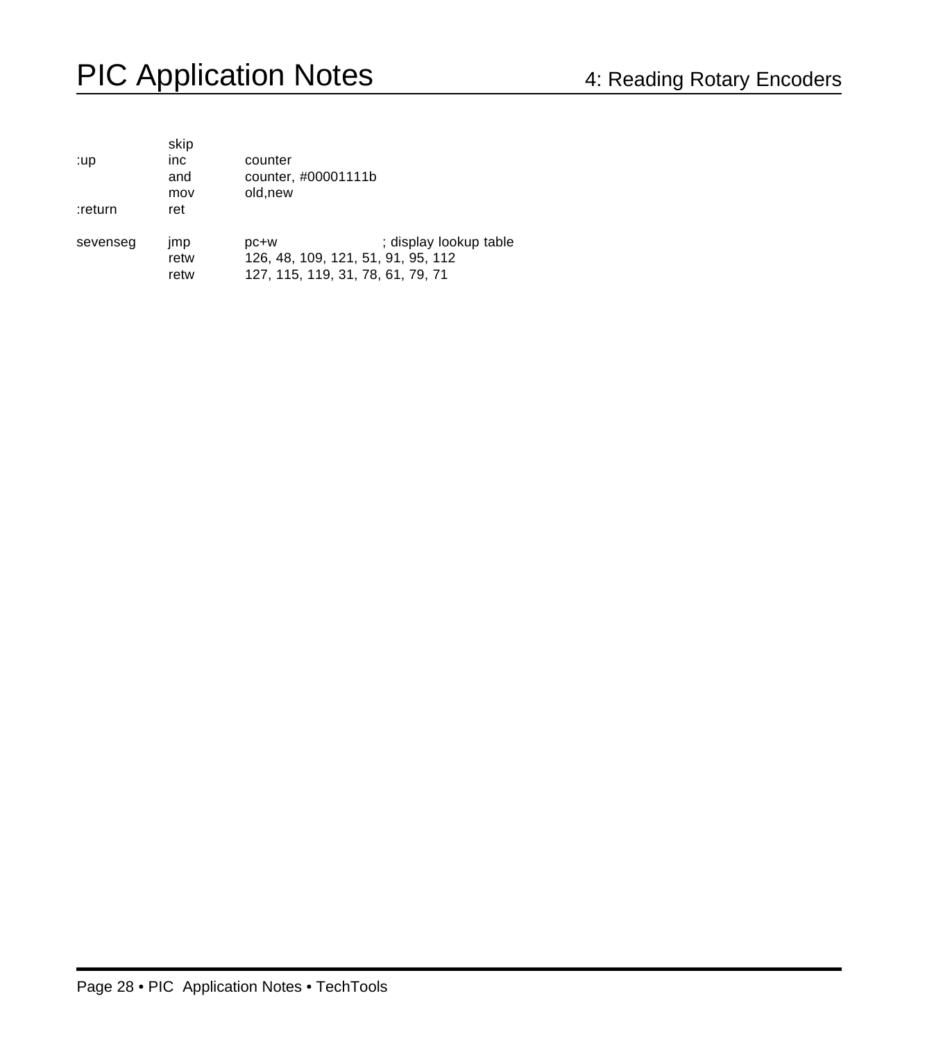```
             skip
:up          inc      counter
             and      counter, #00001111b
             mov      old,new
:return      ret

sevenseg     jmp      pc+w                ; display lookup table
             retw     126, 48, 109, 121, 51, 91, 95, 112
             retw     127, 115, 119, 31, 78, 61, 79, 71
```